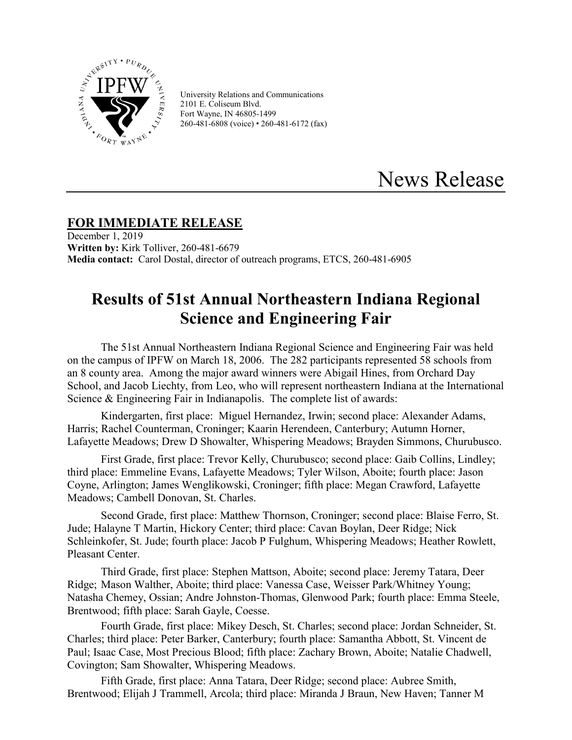University Relations and Communications
2101 E. Coliseum Blvd.
Fort Wayne, IN 46805-1499
260-481-6808 (voice) • 260-481-6172 (fax)

# News Release

**FOR IMMEDIATE RELEASE**

December 1, 2019
**Written by:** Kirk Tolliver, 260-481-6679
**Media contact:** Carol Dostal, director of outreach programs, ETCS, 260-481-6905

## Results of 51st Annual Northeastern Indiana Regional Science and Engineering Fair

The 51st Annual Northeastern Indiana Regional Science and Engineering Fair was held on the campus of IPFW on March 18, 2006. The 282 participants represented 58 schools from an 8 county area. Among the major award winners were Abigail Hines, from Orchard Day School, and Jacob Liechty, from Leo, who will represent northeastern Indiana at the International Science & Engineering Fair in Indianapolis. The complete list of awards:

Kindergarten, first place: Miguel Hernandez, Irwin; second place: Alexander Adams, Harris; Rachel Counterman, Croninger; Kaarin Herendeen, Canterbury; Autumn Horner, Lafayette Meadows; Drew D Showalter, Whispering Meadows; Brayden Simmons, Churubusco.

First Grade, first place: Trevor Kelly, Churubusco; second place: Gaib Collins, Lindley; third place: Emmeline Evans, Lafayette Meadows; Tyler Wilson, Aboite; fourth place: Jason Coyne, Arlington; James Wenglikowski, Croninger; fifth place: Megan Crawford, Lafayette Meadows; Cambell Donovan, St. Charles.

Second Grade, first place: Matthew Thornson, Croninger; second place: Blaise Ferro, St. Jude; Halayne T Martin, Hickory Center; third place: Cavan Boylan, Deer Ridge; Nick Schleinkofer, St. Jude; fourth place: Jacob P Fulghum, Whispering Meadows; Heather Rowlett, Pleasant Center.

Third Grade, first place: Stephen Mattson, Aboite; second place: Jeremy Tatara, Deer Ridge; Mason Walther, Aboite; third place: Vanessa Case, Weisser Park/Whitney Young; Natasha Chemey, Ossian; Andre Johnston-Thomas, Glenwood Park; fourth place: Emma Steele, Brentwood; fifth place: Sarah Gayle, Coesse.

Fourth Grade, first place: Mikey Desch, St. Charles; second place: Jordan Schneider, St. Charles; third place: Peter Barker, Canterbury; fourth place: Samantha Abbott, St. Vincent de Paul; Isaac Case, Most Precious Blood; fifth place: Zachary Brown, Aboite; Natalie Chadwell, Covington; Sam Showalter, Whispering Meadows.

Fifth Grade, first place: Anna Tatara, Deer Ridge; second place: Aubree Smith, Brentwood; Elijah J Trammell, Arcola; third place: Miranda J Braun, New Haven; Tanner M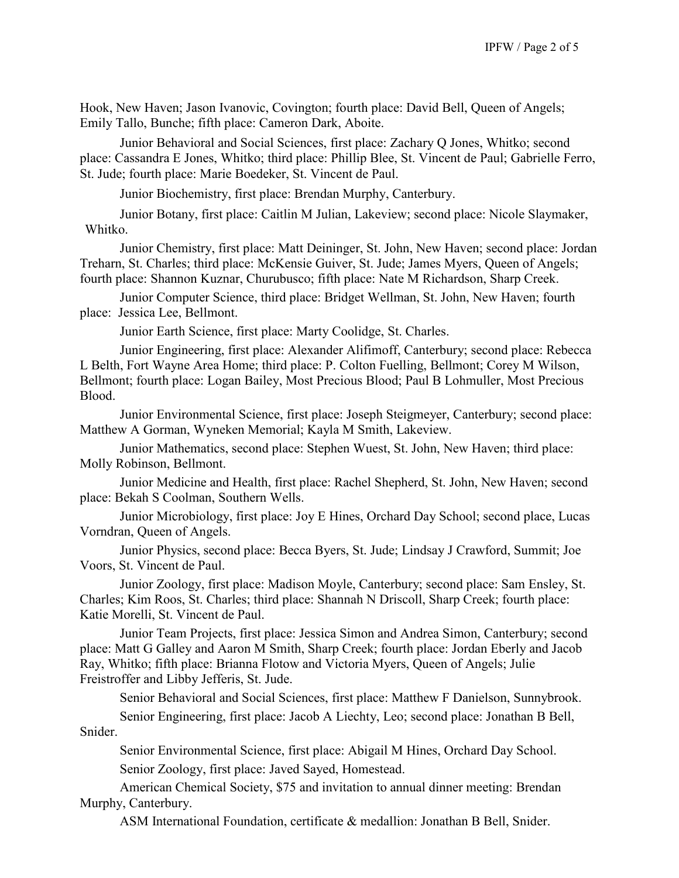Hook, New Haven; Jason Ivanovic, Covington; fourth place: David Bell, Queen of Angels; Emily Tallo, Bunche; fifth place: Cameron Dark, Aboite.

Junior Behavioral and Social Sciences, first place: Zachary Q Jones, Whitko; second place: Cassandra E Jones, Whitko; third place: Phillip Blee, St. Vincent de Paul; Gabrielle Ferro, St. Jude; fourth place: Marie Boedeker, St. Vincent de Paul.

Junior Biochemistry, first place: Brendan Murphy, Canterbury.

Junior Botany, first place: Caitlin M Julian, Lakeview; second place: Nicole Slaymaker, Whitko.

Junior Chemistry, first place: Matt Deininger, St. John, New Haven; second place: Jordan Treharn, St. Charles; third place: McKensie Guiver, St. Jude; James Myers, Queen of Angels; fourth place: Shannon Kuznar, Churubusco; fifth place: Nate M Richardson, Sharp Creek.

Junior Computer Science, third place: Bridget Wellman, St. John, New Haven; fourth place: Jessica Lee, Bellmont.

Junior Earth Science, first place: Marty Coolidge, St. Charles.

Junior Engineering, first place: Alexander Alifimoff, Canterbury; second place: Rebecca L Belth, Fort Wayne Area Home; third place: P. Colton Fuelling, Bellmont; Corey M Wilson, Bellmont; fourth place: Logan Bailey, Most Precious Blood; Paul B Lohmuller, Most Precious Blood.

Junior Environmental Science, first place: Joseph Steigmeyer, Canterbury; second place: Matthew A Gorman, Wyneken Memorial; Kayla M Smith, Lakeview.

Junior Mathematics, second place: Stephen Wuest, St. John, New Haven; third place: Molly Robinson, Bellmont.

Junior Medicine and Health, first place: Rachel Shepherd, St. John, New Haven; second place: Bekah S Coolman, Southern Wells.

Junior Microbiology, first place: Joy E Hines, Orchard Day School; second place, Lucas Vorndran, Queen of Angels.

Junior Physics, second place: Becca Byers, St. Jude; Lindsay J Crawford, Summit; Joe Voors, St. Vincent de Paul.

Junior Zoology, first place: Madison Moyle, Canterbury; second place: Sam Ensley, St. Charles; Kim Roos, St. Charles; third place: Shannah N Driscoll, Sharp Creek; fourth place: Katie Morelli, St. Vincent de Paul.

Junior Team Projects, first place: Jessica Simon and Andrea Simon, Canterbury; second place: Matt G Galley and Aaron M Smith, Sharp Creek; fourth place: Jordan Eberly and Jacob Ray, Whitko; fifth place: Brianna Flotow and Victoria Myers, Queen of Angels; Julie Freistroffer and Libby Jefferis, St. Jude.

Senior Behavioral and Social Sciences, first place: Matthew F Danielson, Sunnybrook.

Senior Engineering, first place: Jacob A Liechty, Leo; second place: Jonathan B Bell, Snider.

Senior Environmental Science, first place: Abigail M Hines, Orchard Day School.

Senior Zoology, first place: Javed Sayed, Homestead.

American Chemical Society, $75 and invitation to annual dinner meeting: Brendan Murphy, Canterbury.

ASM International Foundation, certificate & medallion: Jonathan B Bell, Snider.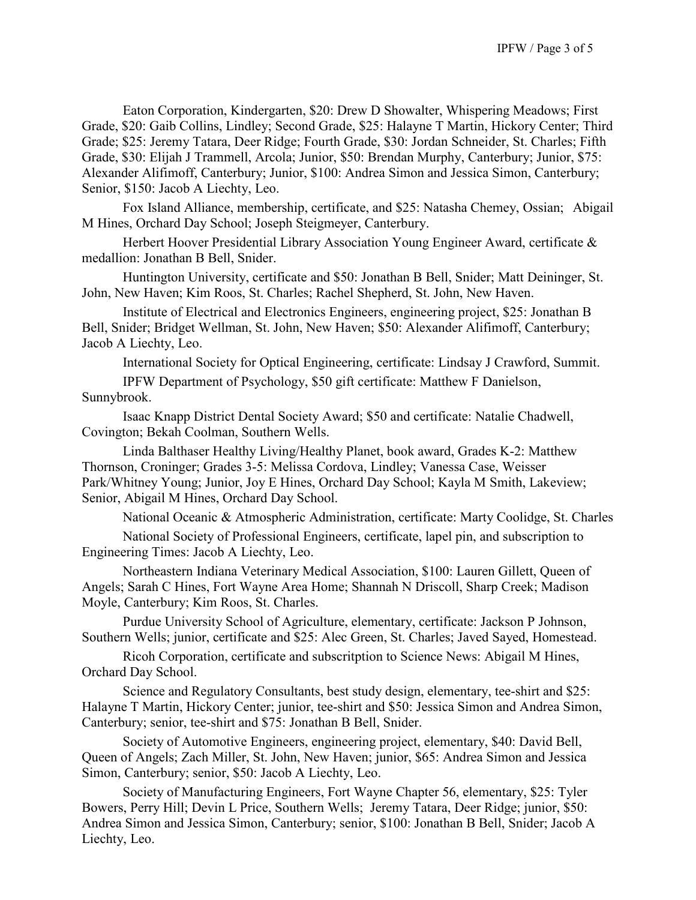Eaton Corporation, Kindergarten, $20: Drew D Showalter, Whispering Meadows; First Grade, $20: Gaib Collins, Lindley; Second Grade, $25: Halayne T Martin, Hickory Center; Third Grade; $25: Jeremy Tatara, Deer Ridge; Fourth Grade, $30: Jordan Schneider, St. Charles; Fifth Grade, $30: Elijah J Trammell, Arcola; Junior, $50: Brendan Murphy, Canterbury; Junior, $75: Alexander Alifimoff, Canterbury; Junior, $100: Andrea Simon and Jessica Simon, Canterbury; Senior, $150: Jacob A Liechty, Leo.

Fox Island Alliance, membership, certificate, and $25: Natasha Chemey, Ossian; Abigail M Hines, Orchard Day School; Joseph Steigmeyer, Canterbury.

Herbert Hoover Presidential Library Association Young Engineer Award, certificate & medallion: Jonathan B Bell, Snider.

Huntington University, certificate and $50: Jonathan B Bell, Snider; Matt Deininger, St. John, New Haven; Kim Roos, St. Charles; Rachel Shepherd, St. John, New Haven.

Institute of Electrical and Electronics Engineers, engineering project, $25: Jonathan B Bell, Snider; Bridget Wellman, St. John, New Haven; $50: Alexander Alifimoff, Canterbury; Jacob A Liechty, Leo.

International Society for Optical Engineering, certificate: Lindsay J Crawford, Summit.

IPFW Department of Psychology, $50 gift certificate: Matthew F Danielson, Sunnybrook.

Isaac Knapp District Dental Society Award; $50 and certificate: Natalie Chadwell, Covington; Bekah Coolman, Southern Wells.

Linda Balthaser Healthy Living/Healthy Planet, book award, Grades K-2: Matthew Thornson, Croninger; Grades 3-5: Melissa Cordova, Lindley; Vanessa Case, Weisser Park/Whitney Young; Junior, Joy E Hines, Orchard Day School; Kayla M Smith, Lakeview; Senior, Abigail M Hines, Orchard Day School.

National Oceanic & Atmospheric Administration, certificate: Marty Coolidge, St. Charles

National Society of Professional Engineers, certificate, lapel pin, and subscription to Engineering Times: Jacob A Liechty, Leo.

Northeastern Indiana Veterinary Medical Association, $100: Lauren Gillett, Queen of Angels; Sarah C Hines, Fort Wayne Area Home; Shannah N Driscoll, Sharp Creek; Madison Moyle, Canterbury; Kim Roos, St. Charles.

Purdue University School of Agriculture, elementary, certificate: Jackson P Johnson, Southern Wells; junior, certificate and $25: Alec Green, St. Charles; Javed Sayed, Homestead.

Ricoh Corporation, certificate and subscritption to Science News: Abigail M Hines, Orchard Day School.

Science and Regulatory Consultants, best study design, elementary, tee-shirt and $25: Halayne T Martin, Hickory Center; junior, tee-shirt and $50: Jessica Simon and Andrea Simon, Canterbury; senior, tee-shirt and $75: Jonathan B Bell, Snider.

Society of Automotive Engineers, engineering project, elementary, $40: David Bell, Queen of Angels; Zach Miller, St. John, New Haven; junior, $65: Andrea Simon and Jessica Simon, Canterbury; senior, $50: Jacob A Liechty, Leo.

Society of Manufacturing Engineers, Fort Wayne Chapter 56, elementary, $25: Tyler Bowers, Perry Hill; Devin L Price, Southern Wells; Jeremy Tatara, Deer Ridge; junior, $50: Andrea Simon and Jessica Simon, Canterbury; senior, $100: Jonathan B Bell, Snider; Jacob A Liechty, Leo.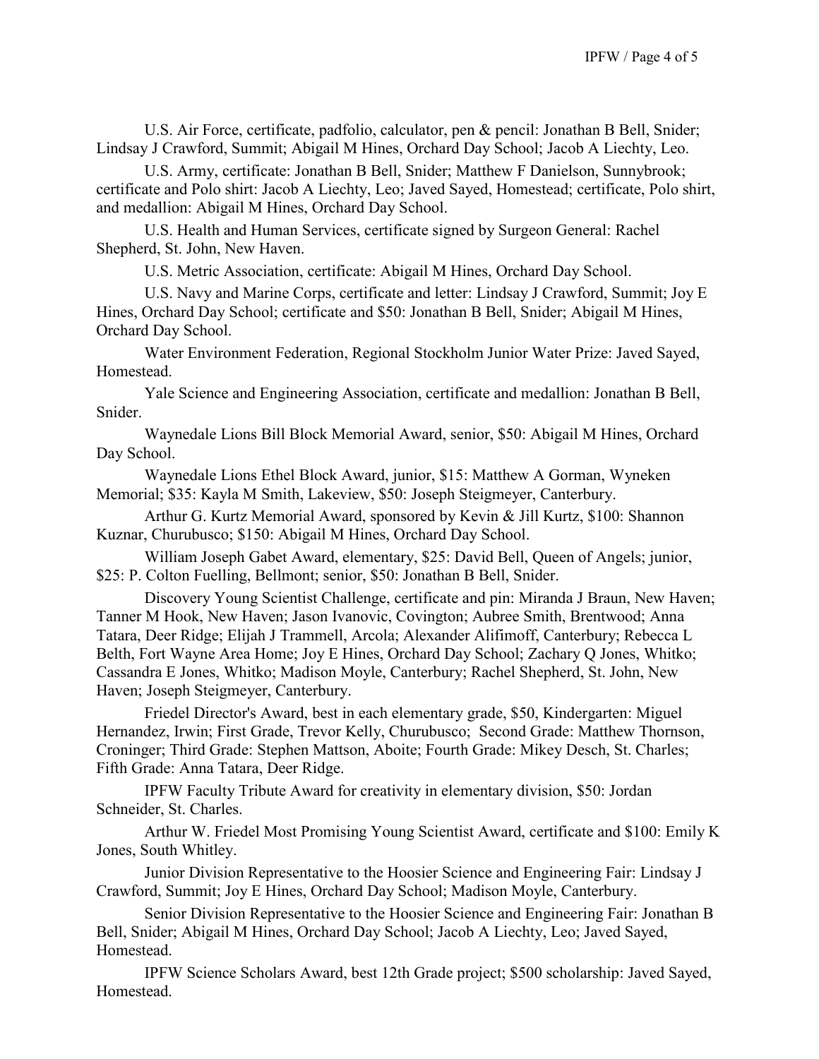U.S. Air Force, certificate, padfolio, calculator, pen & pencil: Jonathan B Bell, Snider; Lindsay J Crawford, Summit; Abigail M Hines, Orchard Day School; Jacob A Liechty, Leo.

U.S. Army, certificate: Jonathan B Bell, Snider; Matthew F Danielson, Sunnybrook; certificate and Polo shirt: Jacob A Liechty, Leo; Javed Sayed, Homestead; certificate, Polo shirt, and medallion: Abigail M Hines, Orchard Day School.

U.S. Health and Human Services, certificate signed by Surgeon General: Rachel Shepherd, St. John, New Haven.

U.S. Metric Association, certificate: Abigail M Hines, Orchard Day School.

U.S. Navy and Marine Corps, certificate and letter: Lindsay J Crawford, Summit; Joy E Hines, Orchard Day School; certificate and $50: Jonathan B Bell, Snider; Abigail M Hines, Orchard Day School.

Water Environment Federation, Regional Stockholm Junior Water Prize: Javed Sayed, Homestead.

Yale Science and Engineering Association, certificate and medallion: Jonathan B Bell, Snider.

Waynedale Lions Bill Block Memorial Award, senior, $50: Abigail M Hines, Orchard Day School.

Waynedale Lions Ethel Block Award, junior, $15: Matthew A Gorman, Wyneken Memorial; $35: Kayla M Smith, Lakeview, $50: Joseph Steigmeyer, Canterbury.

Arthur G. Kurtz Memorial Award, sponsored by Kevin & Jill Kurtz, $100: Shannon Kuznar, Churubusco; $150: Abigail M Hines, Orchard Day School.

William Joseph Gabet Award, elementary, $25: David Bell, Queen of Angels; junior, $25: P. Colton Fuelling, Bellmont; senior, $50: Jonathan B Bell, Snider.

Discovery Young Scientist Challenge, certificate and pin: Miranda J Braun, New Haven; Tanner M Hook, New Haven; Jason Ivanovic, Covington; Aubree Smith, Brentwood; Anna Tatara, Deer Ridge; Elijah J Trammell, Arcola; Alexander Alifimoff, Canterbury; Rebecca L Belth, Fort Wayne Area Home; Joy E Hines, Orchard Day School; Zachary Q Jones, Whitko; Cassandra E Jones, Whitko; Madison Moyle, Canterbury; Rachel Shepherd, St. John, New Haven; Joseph Steigmeyer, Canterbury.

Friedel Director's Award, best in each elementary grade, $50, Kindergarten: Miguel Hernandez, Irwin; First Grade, Trevor Kelly, Churubusco; Second Grade: Matthew Thornson, Croninger; Third Grade: Stephen Mattson, Aboite; Fourth Grade: Mikey Desch, St. Charles; Fifth Grade: Anna Tatara, Deer Ridge.

IPFW Faculty Tribute Award for creativity in elementary division, $50: Jordan Schneider, St. Charles.

Arthur W. Friedel Most Promising Young Scientist Award, certificate and $100: Emily K Jones, South Whitley.

Junior Division Representative to the Hoosier Science and Engineering Fair: Lindsay J Crawford, Summit; Joy E Hines, Orchard Day School; Madison Moyle, Canterbury.

Senior Division Representative to the Hoosier Science and Engineering Fair: Jonathan B Bell, Snider; Abigail M Hines, Orchard Day School; Jacob A Liechty, Leo; Javed Sayed, Homestead.

IPFW Science Scholars Award, best 12th Grade project; $500 scholarship: Javed Sayed, Homestead.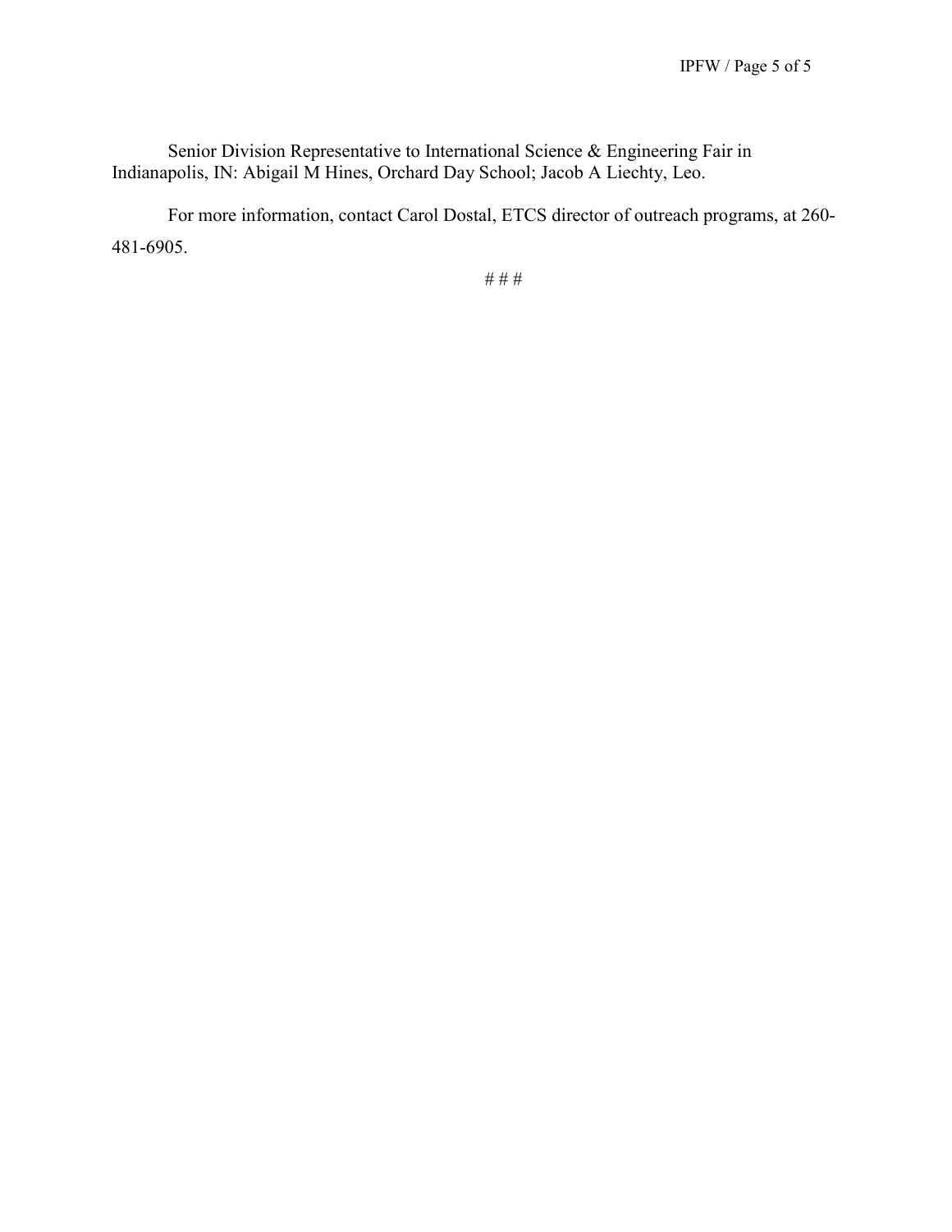Senior Division Representative to International Science & Engineering Fair in Indianapolis, IN: Abigail M Hines, Orchard Day School; Jacob A Liechty, Leo.

For more information, contact Carol Dostal, ETCS director of outreach programs, at 260-481-6905.

# # #